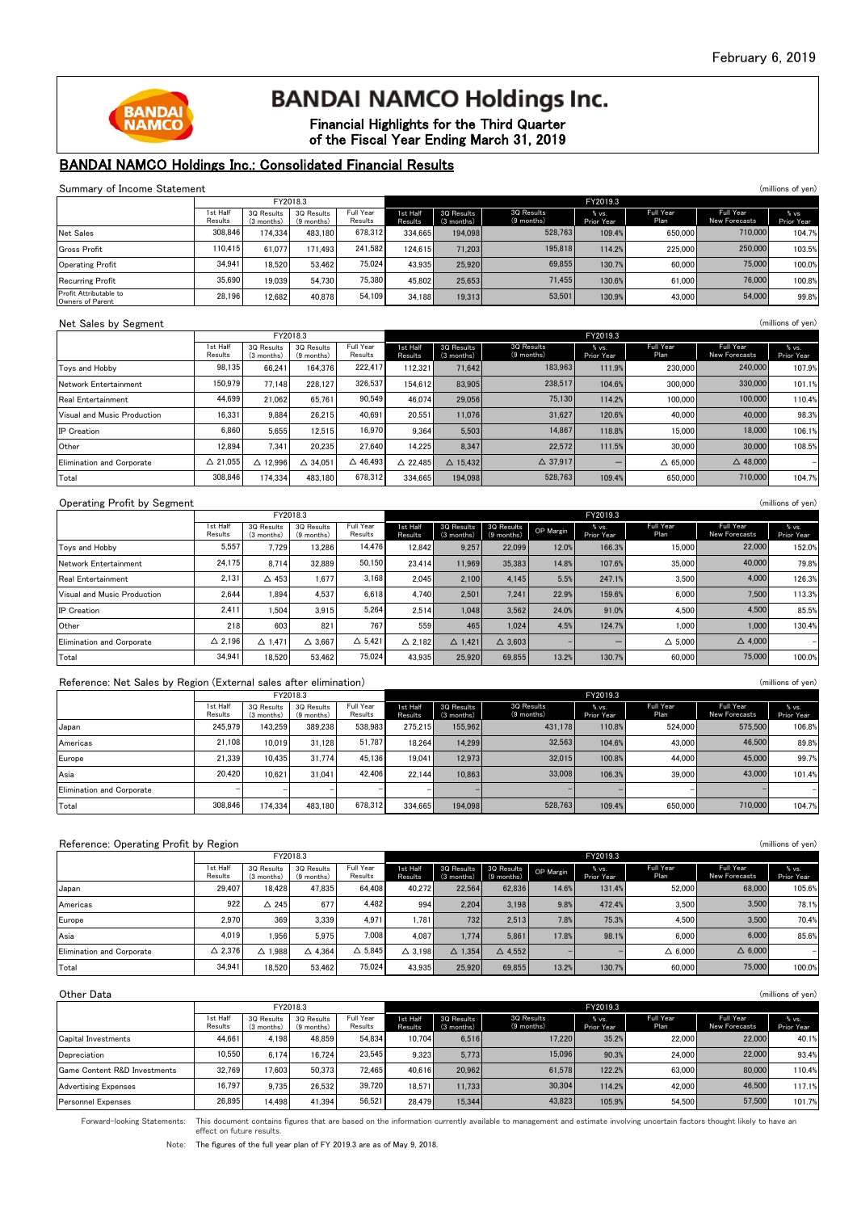February 6, 2019

# BANDAI NAMCO Holdings Inc.

Financial Highlights for the Third Quarter
of the Fiscal Year Ending March 31, 2019

## BANDAI NAMCO Holdings Inc.: Consolidated Financial Results

### Summary of Income Statement

(millions of yen)

| | FY2018.3 | | | | FY2019.3 | | | | | | |
|---|---|---|---|---|---|---|---|---|---|---|---|
| | 1st Half Results | 3Q Results (3 months) | 3Q Results (9 months) | Full Year Results | 1st Half Results | 3Q Results (3 months) | 3Q Results (9 months) | % vs. Prior Year | Full Year Plan | Full Year New Forecasts | % vs Prior Year |
| Net Sales | 308,846 | 174,334 | 483,180 | 678,312 | 334,665 | 194,098 | 528,763 | 109.4% | 650,000 | 710,000 | 104.7% |
| Gross Profit | 110,415 | 61,077 | 171,493 | 241,582 | 124,615 | 71,203 | 195,818 | 114.2% | 225,000 | 250,000 | 103.5% |
| Operating Profit | 34,941 | 18,520 | 53,462 | 75,024 | 43,935 | 25,920 | 69,855 | 130.7% | 60,000 | 75,000 | 100.0% |
| Recurring Profit | 35,690 | 19,039 | 54,730 | 75,380 | 45,802 | 25,653 | 71,455 | 130.6% | 61,000 | 76,000 | 100.8% |
| Profit Attributable to Owners of Parent | 28,196 | 12,682 | 40,878 | 54,109 | 34,188 | 19,313 | 53,501 | 130.9% | 43,000 | 54,000 | 99.8% |

### Net Sales by Segment

(millions of yen)

| | FY2018.3 | | | | FY2019.3 | | | | | | |
|---|---|---|---|---|---|---|---|---|---|---|---|
| | 1st Half Results | 3Q Results (3 months) | 3Q Results (9 months) | Full Year Results | 1st Half Results | 3Q Results (3 months) | 3Q Results (9 months) | % vs. Prior Year | Full Year Plan | Full Year New Forecasts | % vs. Prior Year |
| Toys and Hobby | 98,135 | 66,241 | 164,376 | 222,417 | 112,321 | 71,642 | 183,963 | 111.9% | 230,000 | 240,000 | 107.9% |
| Network Entertainment | 150,979 | 77,148 | 228,127 | 326,537 | 154,612 | 83,905 | 238,517 | 104.6% | 300,000 | 330,000 | 101.1% |
| Real Entertainment | 44,699 | 21,062 | 65,761 | 90,549 | 46,074 | 29,056 | 75,130 | 114.2% | 100,000 | 100,000 | 110.4% |
| Visual and Music Production | 16,331 | 9,884 | 26,215 | 40,691 | 20,551 | 11,076 | 31,627 | 120.6% | 40,000 | 40,000 | 98.3% |
| IP Creation | 6,860 | 5,655 | 12,515 | 16,970 | 9,364 | 5,503 | 14,867 | 118.8% | 15,000 | 18,000 | 106.1% |
| Other | 12,894 | 7,341 | 20,235 | 27,640 | 14,225 | 8,347 | 22,572 | 111.5% | 30,000 | 30,000 | 108.5% |
| Elimination and Corporate | △ 21,055 | △ 12,996 | △ 34,051 | △ 46,493 | △ 22,485 | △ 15,432 | △ 37,917 | – | △ 65,000 | △ 48,000 | – |
| Total | 308,846 | 174,334 | 483,180 | 678,312 | 334,665 | 194,098 | 528,763 | 109.4% | 650,000 | 710,000 | 104.7% |

### Operating Profit by Segment

(millions of yen)

| | FY2018.3 | | | | FY2019.3 | | | | | | | |
|---|---|---|---|---|---|---|---|---|---|---|---|---|
| | 1st Half Results | 3Q Results (3 months) | 3Q Results (9 months) | Full Year Results | 1st Half Results | 3Q Results (3 months) | 3Q Results (9 months) | OP Margin | % vs. Prior Year | Full Year Plan | Full Year New Forecasts | % vs. Prior Year |
| Toys and Hobby | 5,557 | 7,729 | 13,286 | 14,476 | 12,842 | 9,257 | 22,099 | 12.0% | 166.3% | 15,000 | 22,000 | 152.0% |
| Network Entertainment | 24,175 | 8,714 | 32,889 | 50,150 | 23,414 | 11,969 | 35,383 | 14.8% | 107.6% | 35,000 | 40,000 | 79.8% |
| Real Entertainment | 2,131 | △ 453 | 1,677 | 3,168 | 2,045 | 2,100 | 4,145 | 5.5% | 247.1% | 3,500 | 4,000 | 126.3% |
| Visual and Music Production | 2,644 | 1,894 | 4,537 | 6,618 | 4,740 | 2,501 | 7,241 | 22.9% | 159.6% | 6,000 | 7,500 | 113.3% |
| IP Creation | 2,411 | 1,504 | 3,915 | 5,264 | 2,514 | 1,048 | 3,562 | 24.0% | 91.0% | 4,500 | 4,500 | 85.5% |
| Other | 218 | 603 | 821 | 767 | 559 | 465 | 1,024 | 4.5% | 124.7% | 1,000 | 1,000 | 130.4% |
| Elimination and Corporate | △ 2,196 | △ 1,471 | △ 3,667 | △ 5,421 | △ 2,182 | △ 1,421 | △ 3,603 | – | – | △ 5,000 | △ 4,000 | – |
| Total | 34,941 | 18,520 | 53,462 | 75,024 | 43,935 | 25,920 | 69,855 | 13.2% | 130.7% | 60,000 | 75,000 | 100.0% |

### Reference: Net Sales by Region (External sales after elimination)

(millions of yen)

| | FY2018.3 | | | | FY2019.3 | | | | | | |
|---|---|---|---|---|---|---|---|---|---|---|---|
| | 1st Half Results | 3Q Results (3 months) | 3Q Results (9 months) | Full Year Results | 1st Half Results | 3Q Results (3 months) | 3Q Results (9 months) | % vs. Prior Year | Full Year Plan | Full Year New Forecasts | % vs. Prior Year |
| Japan | 245,979 | 143,259 | 389,238 | 538,983 | 275,215 | 155,962 | 431,178 | 110.8% | 524,000 | 575,500 | 106.8% |
| Americas | 21,108 | 10,019 | 31,128 | 51,787 | 18,264 | 14,299 | 32,563 | 104.6% | 43,000 | 46,500 | 89.8% |
| Europe | 21,339 | 10,435 | 31,774 | 45,136 | 19,041 | 12,973 | 32,015 | 100.8% | 44,000 | 45,000 | 99.7% |
| Asia | 20,420 | 10,621 | 31,041 | 42,406 | 22,144 | 10,863 | 33,008 | 106.3% | 39,000 | 43,000 | 101.4% |
| Elimination and Corporate | – | – | – | – | – | – | – | – | – | – | – |
| Total | 308,846 | 174,334 | 483,180 | 678,312 | 334,665 | 194,098 | 528,763 | 109.4% | 650,000 | 710,000 | 104.7% |

### Reference: Operating Profit by Region

(millions of yen)

| | FY2018.3 | | | | FY2019.3 | | | | | | | |
|---|---|---|---|---|---|---|---|---|---|---|---|---|
| | 1st Half Results | 3Q Results (3 months) | 3Q Results (9 months) | Full Year Results | 1st Half Results | 3Q Results (3 months) | 3Q Results (9 months) | OP Margin | % vs. Prior Year | Full Year Plan | Full Year New Forecasts | % vs. Prior Year |
| Japan | 29,407 | 18,428 | 47,835 | 64,408 | 40,272 | 22,564 | 62,836 | 14.6% | 131.4% | 52,000 | 68,000 | 105.6% |
| Americas | 922 | △ 245 | 677 | 4,482 | 994 | 2,204 | 3,198 | 9.8% | 472.4% | 3,500 | 3,500 | 78.1% |
| Europe | 2,970 | 369 | 3,339 | 4,971 | 1,781 | 732 | 2,513 | 7.8% | 75.3% | 4,500 | 3,500 | 70.4% |
| Asia | 4,019 | 1,956 | 5,975 | 7,008 | 4,087 | 1,774 | 5,861 | 17.8% | 98.1% | 6,000 | 6,000 | 85.6% |
| Elimination and Corporate | △ 2,376 | △ 1,988 | △ 4,364 | △ 5,845 | △ 3,198 | △ 1,354 | △ 4,552 | – | – | △ 6,000 | △ 6,000 | – |
| Total | 34,941 | 18,520 | 53,462 | 75,024 | 43,935 | 25,920 | 69,855 | 13.2% | 130.7% | 60,000 | 75,000 | 100.0% |

### Other Data

(millions of yen)

| | FY2018.3 | | | | FY2019.3 | | | | | | |
|---|---|---|---|---|---|---|---|---|---|---|---|
| | 1st Half Results | 3Q Results (3 months) | 3Q Results (9 months) | Full Year Results | 1st Half Results | 3Q Results (3 months) | 3Q Results (9 months) | % vs. Prior Year | Full Year Plan | Full Year New Forecasts | % vs. Prior Year |
| Capital Investments | 44,661 | 4,198 | 48,859 | 54,834 | 10,704 | 6,516 | 17,220 | 35.2% | 22,000 | 22,000 | 40.1% |
| Depreciation | 10,550 | 6,174 | 16,724 | 23,545 | 9,323 | 5,773 | 15,096 | 90.3% | 24,000 | 22,000 | 93.4% |
| Game Content R&D Investments | 32,769 | 17,603 | 50,373 | 72,465 | 40,616 | 20,962 | 61,578 | 122.2% | 63,000 | 80,000 | 110.4% |
| Advertising Expenses | 16,797 | 9,735 | 26,532 | 39,720 | 18,571 | 11,733 | 30,304 | 114.2% | 42,000 | 46,500 | 117.1% |
| Personnel Expenses | 26,895 | 14,498 | 41,394 | 56,521 | 28,479 | 15,344 | 43,823 | 105.9% | 54,500 | 57,500 | 101.7% |

Forward-looking Statements: This document contains figures that are based on the information currently available to management and estimate involving uncertain factors thought likely to have an effect on future results.

Note: The figures of the full year plan of FY 2019.3 are as of May 9, 2018.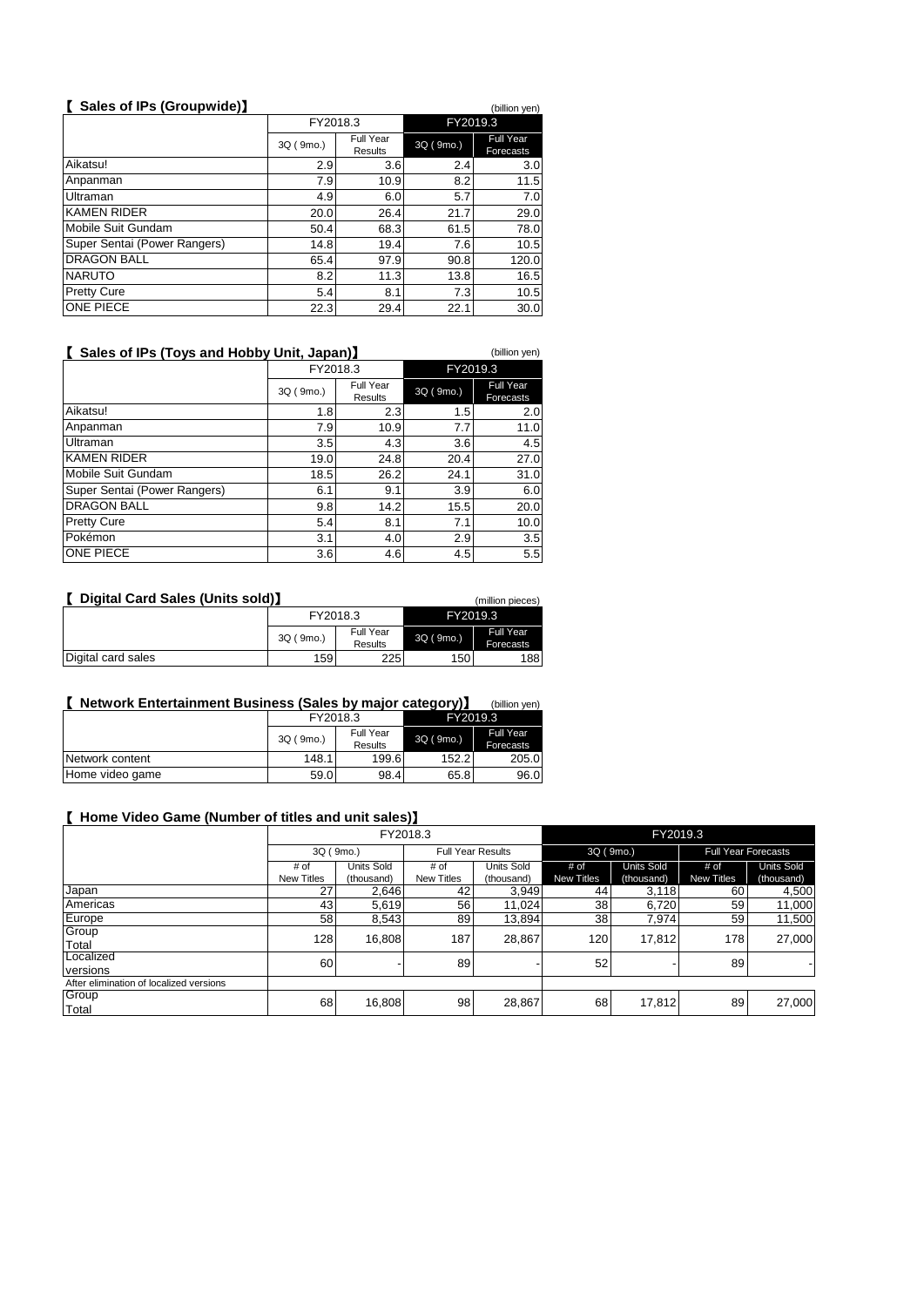## 【 Sales of IPs (Groupwide)】

(billion yen)

| | FY2018.3 | | FY2019.3 | |
|---|---|---|---|---|
| | 3Q ( 9mo.) | Full Year Results | 3Q ( 9mo.) | Full Year Forecasts |
| Aikatsu! | 2.9 | 3.6 | 2.4 | 3.0 |
| Anpanman | 7.9 | 10.9 | 8.2 | 11.5 |
| Ultraman | 4.9 | 6.0 | 5.7 | 7.0 |
| KAMEN RIDER | 20.0 | 26.4 | 21.7 | 29.0 |
| Mobile Suit Gundam | 50.4 | 68.3 | 61.5 | 78.0 |
| Super Sentai (Power Rangers) | 14.8 | 19.4 | 7.6 | 10.5 |
| DRAGON BALL | 65.4 | 97.9 | 90.8 | 120.0 |
| NARUTO | 8.2 | 11.3 | 13.8 | 16.5 |
| Pretty Cure | 5.4 | 8.1 | 7.3 | 10.5 |
| ONE PIECE | 22.3 | 29.4 | 22.1 | 30.0 |

## 【 Sales of IPs (Toys and Hobby Unit, Japan)】

(billion yen)

| | FY2018.3 | | FY2019.3 | |
|---|---|---|---|---|
| | 3Q ( 9mo.) | Full Year Results | 3Q ( 9mo.) | Full Year Forecasts |
| Aikatsu! | 1.8 | 2.3 | 1.5 | 2.0 |
| Anpanman | 7.9 | 10.9 | 7.7 | 11.0 |
| Ultraman | 3.5 | 4.3 | 3.6 | 4.5 |
| KAMEN RIDER | 19.0 | 24.8 | 20.4 | 27.0 |
| Mobile Suit Gundam | 18.5 | 26.2 | 24.1 | 31.0 |
| Super Sentai (Power Rangers) | 6.1 | 9.1 | 3.9 | 6.0 |
| DRAGON BALL | 9.8 | 14.2 | 15.5 | 20.0 |
| Pretty Cure | 5.4 | 8.1 | 7.1 | 10.0 |
| Pokémon | 3.1 | 4.0 | 2.9 | 3.5 |
| ONE PIECE | 3.6 | 4.6 | 4.5 | 5.5 |

## 【 Digital Card Sales (Units sold)】

(million pieces)

| | FY2018.3 | | FY2019.3 | |
|---|---|---|---|---|
| | 3Q ( 9mo.) | Full Year Results | 3Q ( 9mo.) | Full Year Forecasts |
| Digital card sales | 159 | 225 | 150 | 188 |

## 【 Network Entertainment Business (Sales by major category)】

(billion yen)

| | FY2018.3 | | FY2019.3 | |
|---|---|---|---|---|
| | 3Q ( 9mo.) | Full Year Results | 3Q ( 9mo.) | Full Year Forecasts |
| Network content | 148.1 | 199.6 | 152.2 | 205.0 |
| Home video game | 59.0 | 98.4 | 65.8 | 96.0 |

## 【 Home Video Game (Number of titles and unit sales)】

| | FY2018.3 | | | | FY2019.3 | | | |
|---|---|---|---|---|---|---|---|---|
| | 3Q ( 9mo.) | | Full Year Results | | 3Q ( 9mo.) | | Full Year Forecasts | |
| | # of New Titles | Units Sold (thousand) | # of New Titles | Units Sold (thousand) | # of New Titles | Units Sold (thousand) | # of New Titles | Units Sold (thousand) |
| Japan | 27 | 2,646 | 42 | 3,949 | 44 | 3,118 | 60 | 4,500 |
| Americas | 43 | 5,619 | 56 | 11,024 | 38 | 6,720 | 59 | 11,000 |
| Europe | 58 | 8,543 | 89 | 13,894 | 38 | 7,974 | 59 | 11,500 |
| Group Total | 128 | 16,808 | 187 | 28,867 | 120 | 17,812 | 178 | 27,000 |
| Localized versions | 60 | - | 89 | - | 52 | - | 89 | - |
| After elimination of localized versions | | | | | | | | |
| Group Total | 68 | 16,808 | 98 | 28,867 | 68 | 17,812 | 89 | 27,000 |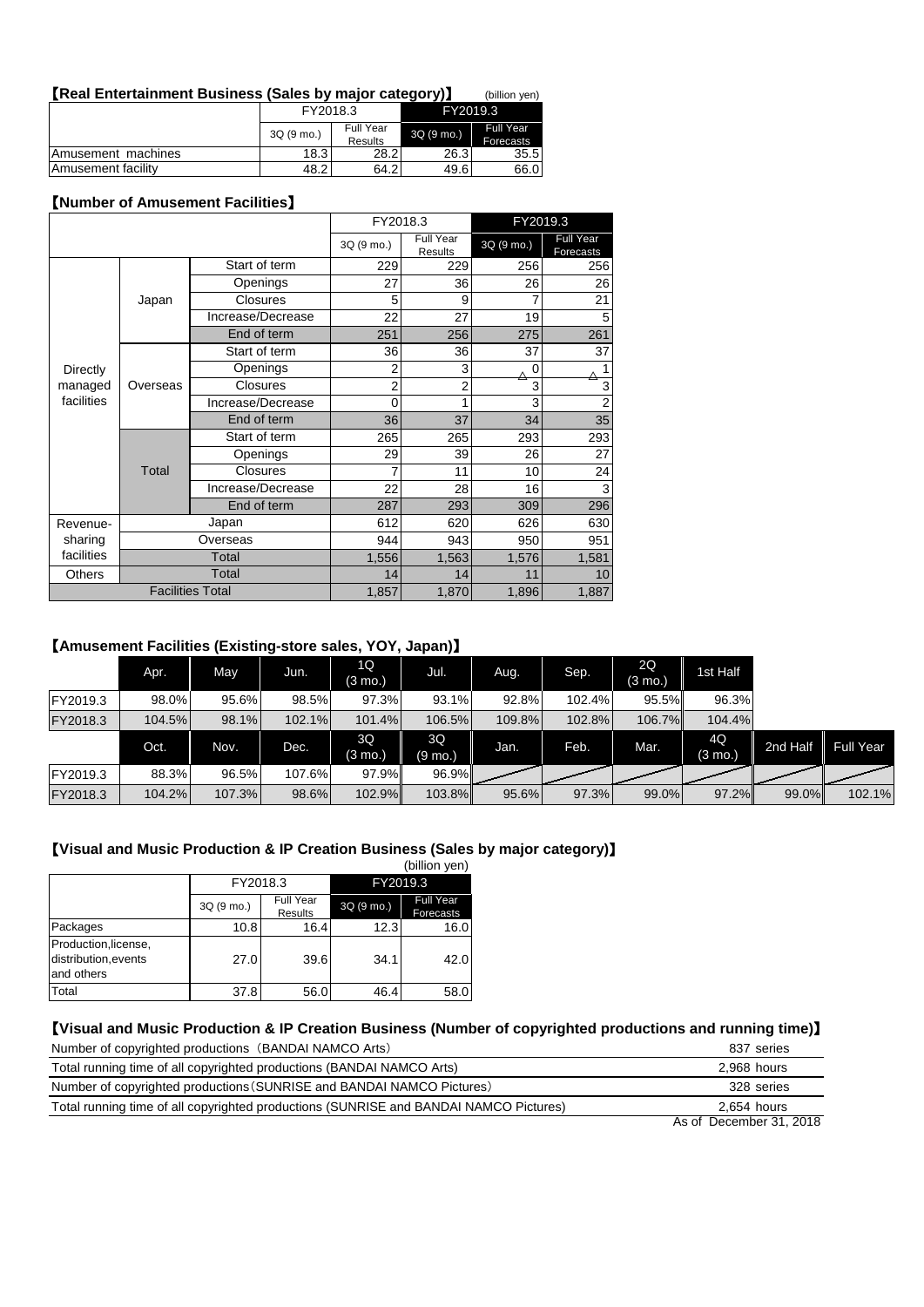## 【Real Entertainment Business (Sales by major category)】

(billion yen)

| | FY2018.3 | | FY2019.3 | |
|---|---|---|---|---|
| | 3Q (9 mo.) | Full Year Results | 3Q (9 mo.) | Full Year Forecasts |
| Amusement machines | 18.3 | 28.2 | 26.3 | 35.5 |
| Amusement facility | 48.2 | 64.2 | 49.6 | 66.0 |

## 【Number of Amusement Facilities】

| | | | FY2018.3 | | FY2019.3 | |
|---|---|---|---|---|---|---|
| | | | 3Q (9 mo.) | Full Year Results | 3Q (9 mo.) | Full Year Forecasts |
| Directly managed facilities | Japan | Start of term | 229 | 229 | 256 | 256 |
| | | Openings | 27 | 36 | 26 | 26 |
| | | Closures | 5 | 9 | 7 | 21 |
| | | Increase/Decrease | 22 | 27 | 19 | 5 |
| | | End of term | 251 | 256 | 275 | 261 |
| | Overseas | Start of term | 36 | 36 | 37 | 37 |
| | | Openings | 2 | 3 | △ 0 | △ 1 |
| | | Closures | 2 | 2 | 3 | 3 |
| | | Increase/Decrease | 0 | 1 | 3 | 2 |
| | | End of term | 36 | 37 | 34 | 35 |
| | Total | Start of term | 265 | 265 | 293 | 293 |
| | | Openings | 29 | 39 | 26 | 27 |
| | | Closures | 7 | 11 | 10 | 24 |
| | | Increase/Decrease | 22 | 28 | 16 | 3 |
| | | End of term | 287 | 293 | 309 | 296 |
| Revenue-sharing facilities | Japan | | 612 | 620 | 626 | 630 |
| | Overseas | | 944 | 943 | 950 | 951 |
| | Total | | 1,556 | 1,563 | 1,576 | 1,581 |
| Others | Total | | 14 | 14 | 11 | 10 |
| Facilities Total | | | 1,857 | 1,870 | 1,896 | 1,887 |

## 【Amusement Facilities (Existing-store sales, YOY, Japan)】

| | Apr. | May | Jun. | 1Q (3 mo.) | Jul. | Aug. | Sep. | 2Q (3 mo.) | 1st Half | | |
|---|---|---|---|---|---|---|---|---|---|---|---|
| FY2019.3 | 98.0% | 95.6% | 98.5% | 97.3% | 93.1% | 92.8% | 102.4% | 95.5% | 96.3% | | |
| FY2018.3 | 104.5% | 98.1% | 102.1% | 101.4% | 106.5% | 109.8% | 102.8% | 106.7% | 104.4% | | |
| | Oct. | Nov. | Dec. | 3Q (3 mo.) | 3Q (9 mo.) | Jan. | Feb. | Mar. | 4Q (3 mo.) | 2nd Half | Full Year |
| FY2019.3 | 88.3% | 96.5% | 107.6% | 97.9% | 96.9% | | | | | | |
| FY2018.3 | 104.2% | 107.3% | 98.6% | 102.9% | 103.8% | 95.6% | 97.3% | 99.0% | 97.2% | 99.0% | 102.1% |

## 【Visual and Music Production & IP Creation Business (Sales by major category)】

(billion yen)

| | FY2018.3 | | FY2019.3 | |
|---|---|---|---|---|
| | 3Q (9 mo.) | Full Year Results | 3Q (9 mo.) | Full Year Forecasts |
| Packages | 10.8 | 16.4 | 12.3 | 16.0 |
| Production,license, distribution,events and others | 27.0 | 39.6 | 34.1 | 42.0 |
| Total | 37.8 | 56.0 | 46.4 | 58.0 |

## 【Visual and Music Production & IP Creation Business (Number of copyrighted productions and running time)】

| | |
|---|---|
| Number of copyrighted productions（BANDAI NAMCO Arts） | 837 series |
| Total running time of all copyrighted productions (BANDAI NAMCO Arts) | 2,968 hours |
| Number of copyrighted productions（SUNRISE and BANDAI NAMCO Pictures） | 328 series |
| Total running time of all copyrighted productions (SUNRISE and BANDAI NAMCO Pictures) | 2,654 hours |

As of December 31, 2018